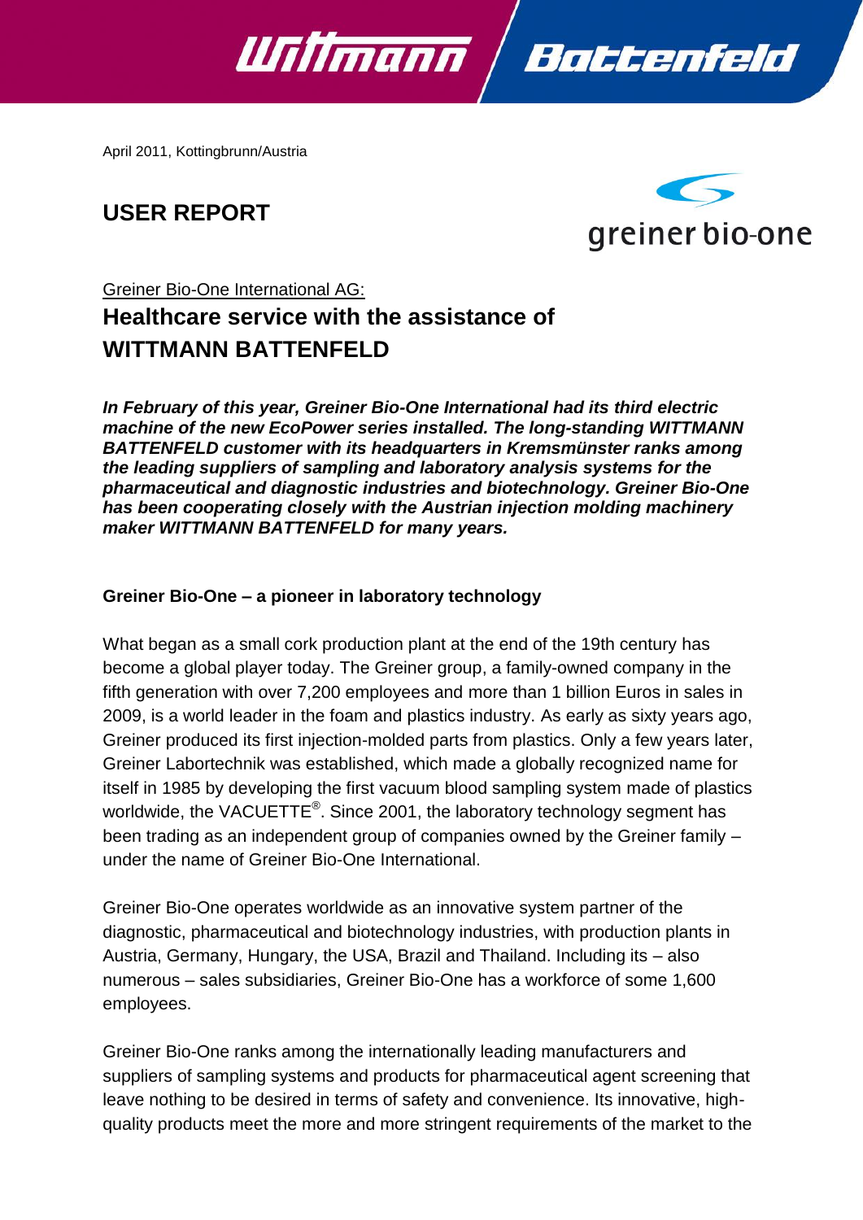April 2011, Kottingbrunn/Austria

# USER REPORT

Greiner Bio-One International AG:

## Healthcare service with the assistance of WITTMANN BATTENFELD

***In February of this year, Greiner Bio-One International had its third electric machine of the new EcoPower series installed. The long-standing WITTMANN BATTENFELD customer with its headquarters in Kremsmünster ranks among the leading suppliers of sampling and laboratory analysis systems for the pharmaceutical and diagnostic industries and biotechnology. Greiner Bio-One has been cooperating closely with the Austrian injection molding machinery maker WITTMANN BATTENFELD for many years.***

**Greiner Bio-One – a pioneer in laboratory technology**

What began as a small cork production plant at the end of the 19th century has become a global player today. The Greiner group, a family-owned company in the fifth generation with over 7,200 employees and more than 1 billion Euros in sales in 2009, is a world leader in the foam and plastics industry. As early as sixty years ago, Greiner produced its first injection-molded parts from plastics. Only a few years later, Greiner Labortechnik was established, which made a globally recognized name for itself in 1985 by developing the first vacuum blood sampling system made of plastics worldwide, the VACUETTE®. Since 2001, the laboratory technology segment has been trading as an independent group of companies owned by the Greiner family – under the name of Greiner Bio-One International.

Greiner Bio-One operates worldwide as an innovative system partner of the diagnostic, pharmaceutical and biotechnology industries, with production plants in Austria, Germany, Hungary, the USA, Brazil and Thailand. Including its – also numerous – sales subsidiaries, Greiner Bio-One has a workforce of some 1,600 employees.

Greiner Bio-One ranks among the internationally leading manufacturers and suppliers of sampling systems and products for pharmaceutical agent screening that leave nothing to be desired in terms of safety and convenience. Its innovative, high-quality products meet the more and more stringent requirements of the market to the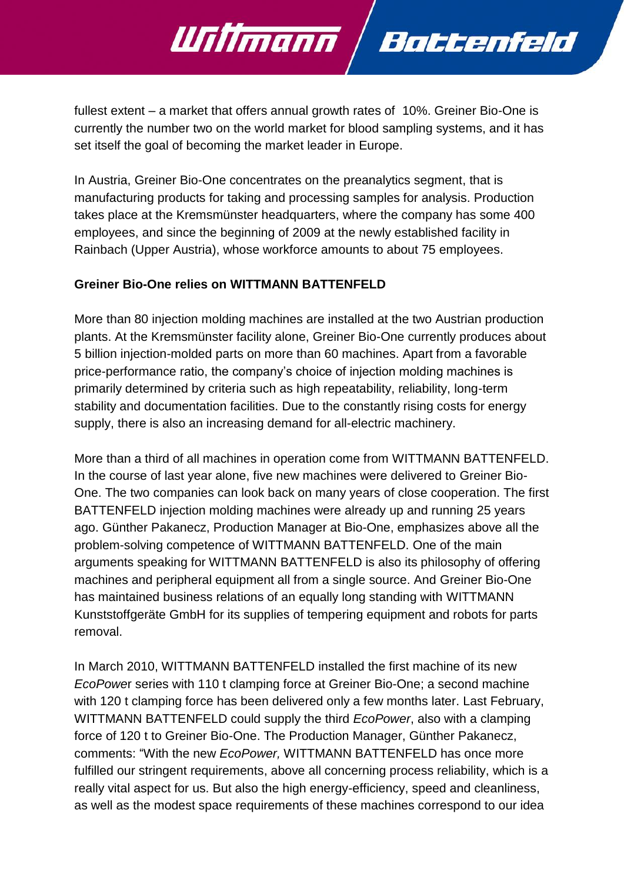fullest extent – a market that offers annual growth rates of  10%. Greiner Bio-One is currently the number two on the world market for blood sampling systems, and it has set itself the goal of becoming the market leader in Europe.

In Austria, Greiner Bio-One concentrates on the preanalytics segment, that is manufacturing products for taking and processing samples for analysis. Production takes place at the Kremsmünster headquarters, where the company has some 400 employees, and since the beginning of 2009 at the newly established facility in Rainbach (Upper Austria), whose workforce amounts to about 75 employees.

**Greiner Bio-One relies on WITTMANN BATTENFELD**

More than 80 injection molding machines are installed at the two Austrian production plants. At the Kremsmünster facility alone, Greiner Bio-One currently produces about 5 billion injection-molded parts on more than 60 machines. Apart from a favorable price-performance ratio, the company's choice of injection molding machines is primarily determined by criteria such as high repeatability, reliability, long-term stability and documentation facilities. Due to the constantly rising costs for energy supply, there is also an increasing demand for all-electric machinery.

More than a third of all machines in operation come from WITTMANN BATTENFELD. In the course of last year alone, five new machines were delivered to Greiner Bio-One. The two companies can look back on many years of close cooperation. The first BATTENFELD injection molding machines were already up and running 25 years ago. Günther Pakanecz, Production Manager at Bio-One, emphasizes above all the problem-solving competence of WITTMANN BATTENFELD. One of the main arguments speaking for WITTMANN BATTENFELD is also its philosophy of offering machines and peripheral equipment all from a single source. And Greiner Bio-One has maintained business relations of an equally long standing with WITTMANN Kunststoffgeräte GmbH for its supplies of tempering equipment and robots for parts removal.

In March 2010, WITTMANN BATTENFELD installed the first machine of its new *EcoPower* series with 110 t clamping force at Greiner Bio-One; a second machine with 120 t clamping force has been delivered only a few months later. Last February, WITTMANN BATTENFELD could supply the third *EcoPower*, also with a clamping force of 120 t to Greiner Bio-One. The Production Manager, Günther Pakanecz, comments: "With the new *EcoPower,* WITTMANN BATTENFELD has once more fulfilled our stringent requirements, above all concerning process reliability, which is a really vital aspect for us. But also the high energy-efficiency, speed and cleanliness, as well as the modest space requirements of these machines correspond to our idea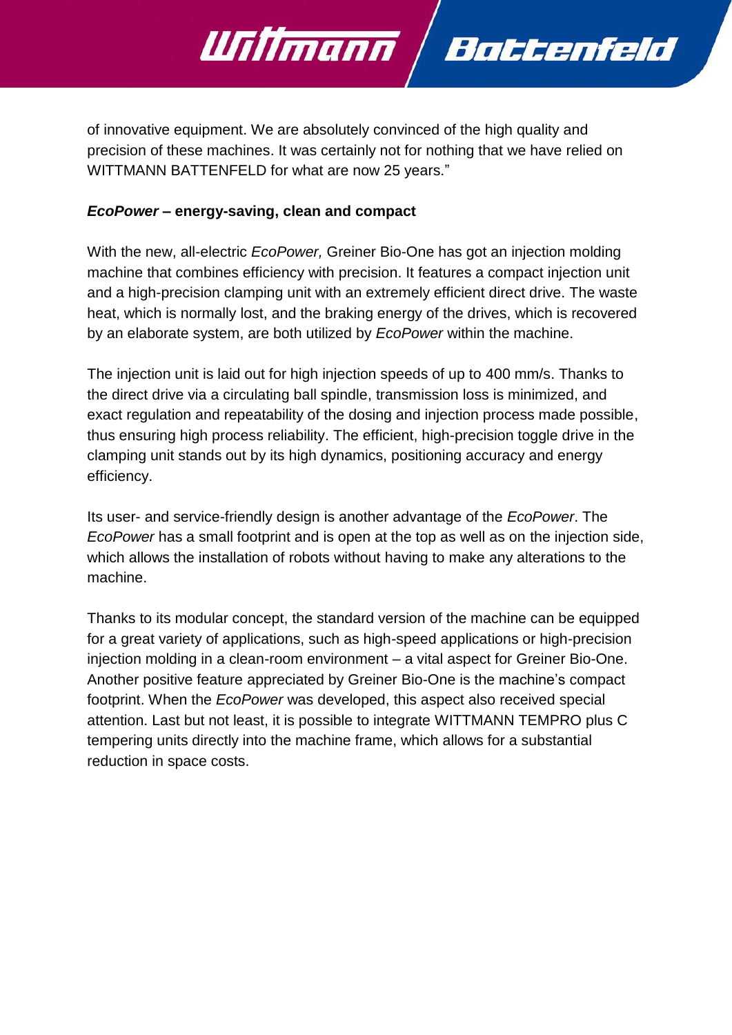of innovative equipment. We are absolutely convinced of the high quality and precision of these machines. It was certainly not for nothing that we have relied on WITTMANN BATTENFELD for what are now 25 years."

***EcoPower* – energy-saving, clean and compact**

With the new, all-electric *EcoPower,* Greiner Bio-One has got an injection molding machine that combines efficiency with precision. It features a compact injection unit and a high-precision clamping unit with an extremely efficient direct drive. The waste heat, which is normally lost, and the braking energy of the drives, which is recovered by an elaborate system, are both utilized by *EcoPower* within the machine.

The injection unit is laid out for high injection speeds of up to 400 mm/s. Thanks to the direct drive via a circulating ball spindle, transmission loss is minimized, and exact regulation and repeatability of the dosing and injection process made possible, thus ensuring high process reliability. The efficient, high-precision toggle drive in the clamping unit stands out by its high dynamics, positioning accuracy and energy efficiency.

Its user- and service-friendly design is another advantage of the *EcoPower*. The *EcoPower* has a small footprint and is open at the top as well as on the injection side, which allows the installation of robots without having to make any alterations to the machine.

Thanks to its modular concept, the standard version of the machine can be equipped for a great variety of applications, such as high-speed applications or high-precision injection molding in a clean-room environment – a vital aspect for Greiner Bio-One. Another positive feature appreciated by Greiner Bio-One is the machine's compact footprint. When the *EcoPower* was developed, this aspect also received special attention. Last but not least, it is possible to integrate WITTMANN TEMPRO plus C tempering units directly into the machine frame, which allows for a substantial reduction in space costs.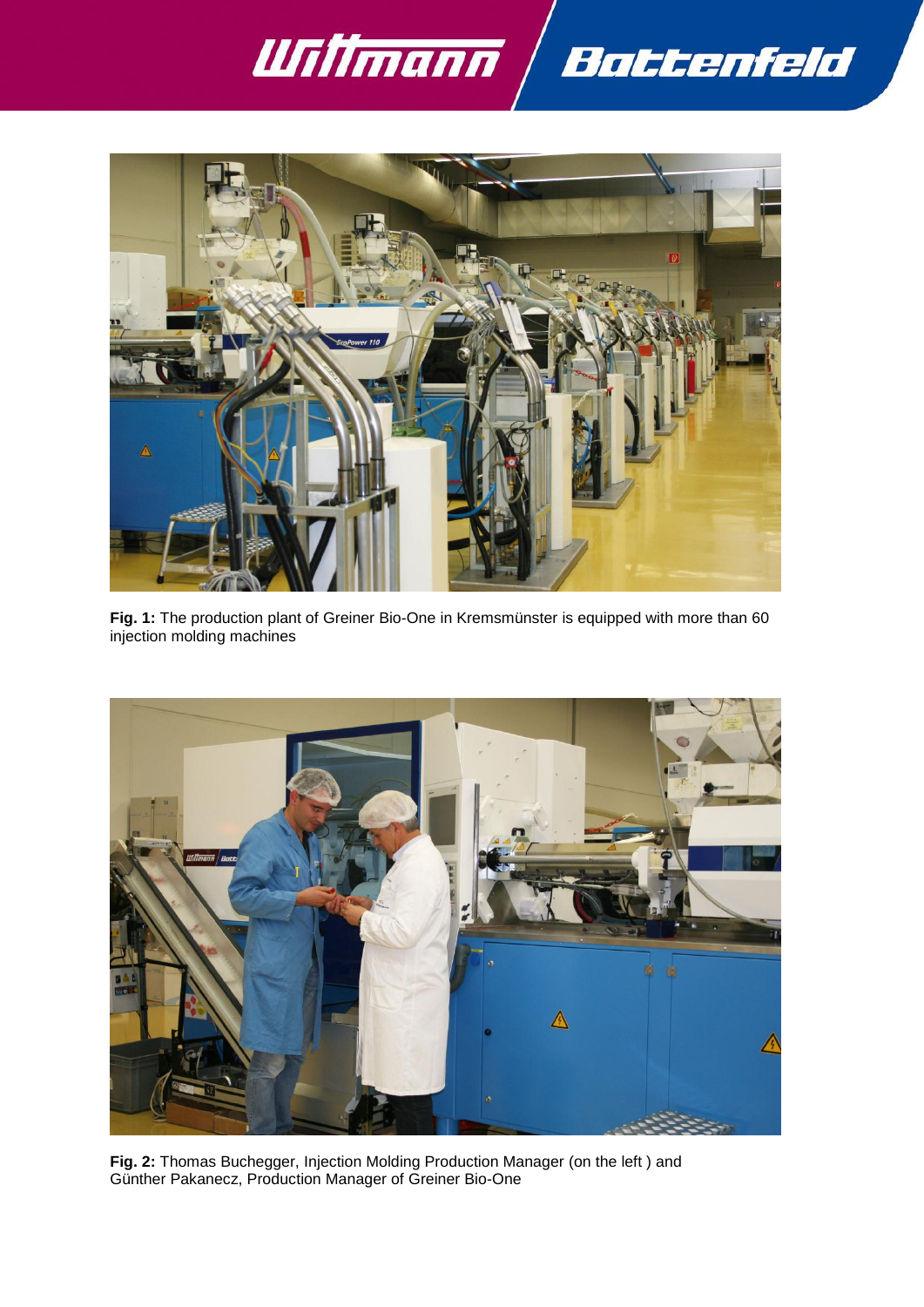**Fig. 1:** The production plant of Greiner Bio-One in Kremsmünster is equipped with more than 60 injection molding machines

**Fig. 2:** Thomas Buchegger, Injection Molding Production Manager (on the left ) and Günther Pakanecz, Production Manager of Greiner Bio-One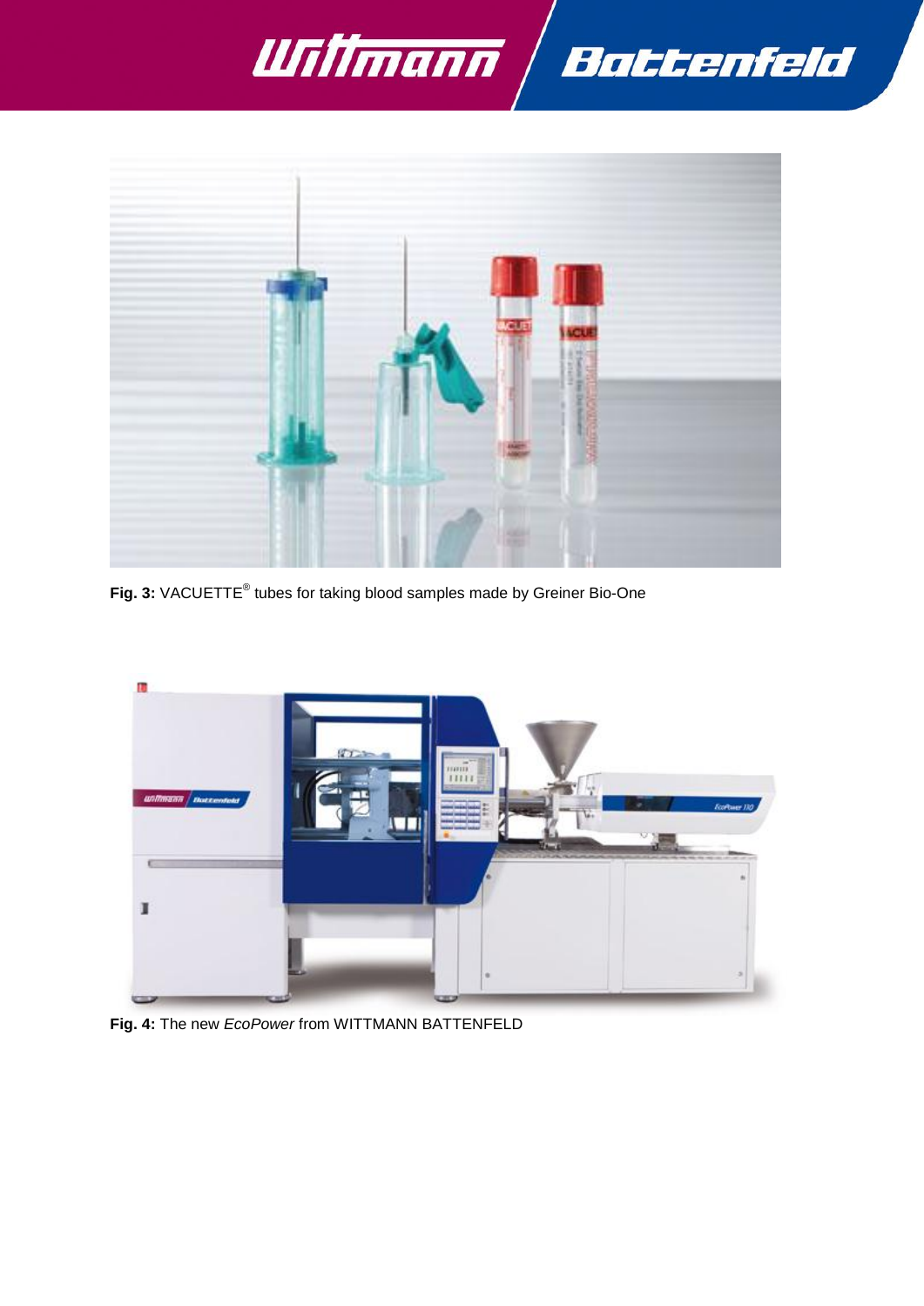**Fig. 3:** VACUETTE® tubes for taking blood samples made by Greiner Bio-One

**Fig. 4:** The new *EcoPower* from WITTMANN BATTENFELD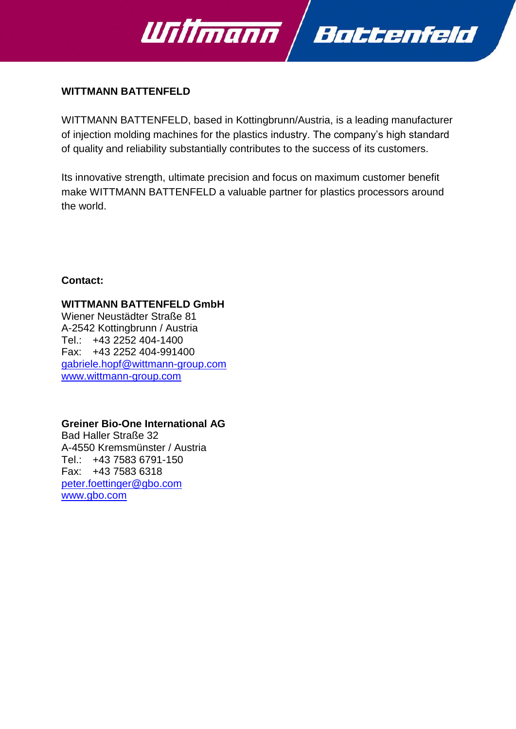**WITTMANN BATTENFELD**

WITTMANN BATTENFELD, based in Kottingbrunn/Austria, is a leading manufacturer of injection molding machines for the plastics industry. The company's high standard of quality and reliability substantially contributes to the success of its customers.

Its innovative strength, ultimate precision and focus on maximum customer benefit make WITTMANN BATTENFELD a valuable partner for plastics processors around the world.

**Contact:**

**WITTMANN BATTENFELD GmbH**
Wiener Neustädter Straße 81
A-2542 Kottingbrunn / Austria
Tel.: +43 2252 404-1400
Fax: +43 2252 404-991400
gabriele.hopf@wittmann-group.com
www.wittmann-group.com

**Greiner Bio-One International AG**
Bad Haller Straße 32
A-4550 Kremsmünster / Austria
Tel.: +43 7583 6791-150
Fax: +43 7583 6318
peter.foettinger@gbo.com
www.gbo.com